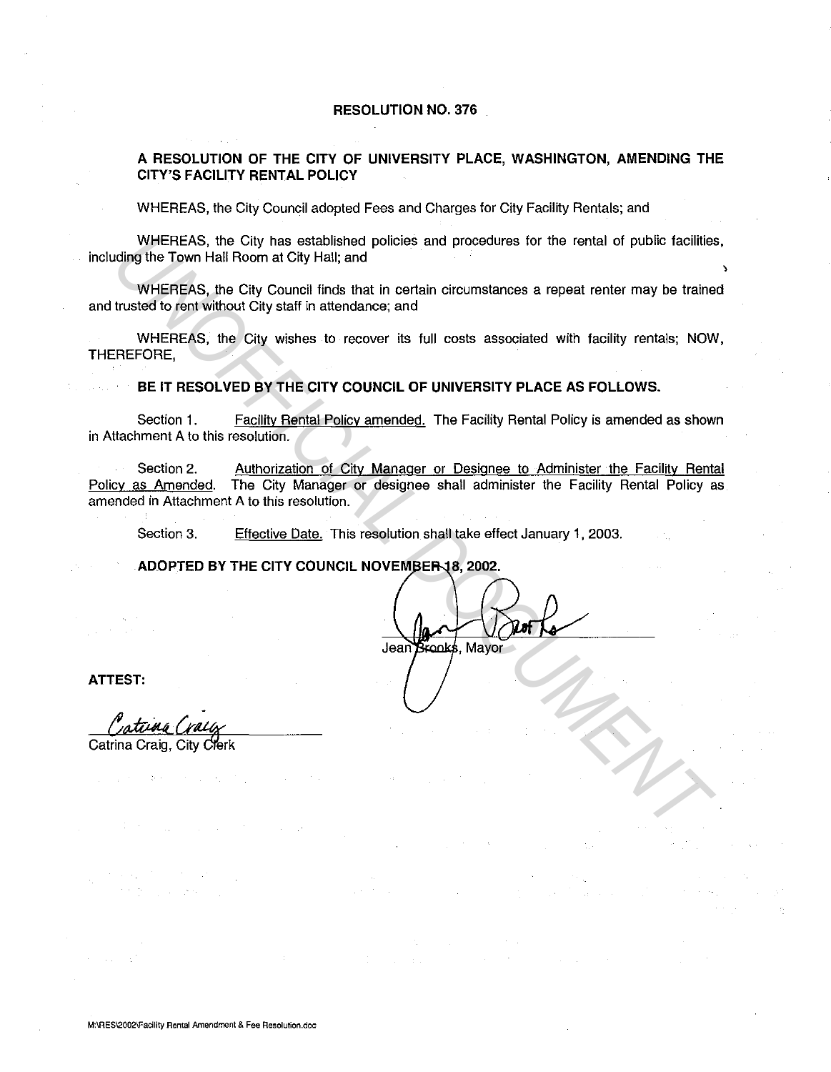# RESOLUTION NO. 376

## A RESOLUTION OF THE CITY OF UNIVERSITY PLACE, WASHINGTON, AMENDING THE CITY'S FACILITY RENTAL POLICY

WHEREAS, the City Council adopted Fees and Charges for City Facility Rentals; and

WHEREAS, the City has established policies and procedures for the rental of public facilities, including the Town Hall Room at City Hall; and

WHEREAS, the City Council finds that in certain circumstances a repeat renter may be trained and trusted to rent without City staff in attendance; and

WHEREAS, the City wishes to recover its full costs associated with facility rentals; NOW, THEREFORE,

**BE IT RESOLVED BY THE CITY COUNCIL OF UNIVERSITY PLACE AS FOLLOWS.**

Section 1. Facility Rental Policy amended. The Facility Rental Policy is amended as shown in Attachment A to this resolution.

Section 2. Authorization of City Manager or Designee to Administer the Facility Rental Policy as Amended. The City Manager or designee shall administer the Facility Rental Policy as amended in Attachment A to this resolution.

Section 3. Effective Date. This resolution shall take effect January 1, 2003.

**ADOPTED BY THE CITY COUNCIL NOVEMBER 18, 2002.**

Jean Brooks, Mayor

**ATTEST:**

Catrina Craig, City Clerk

M:\RES\2002\Facility Rental Amendment & Fee Resolution.doc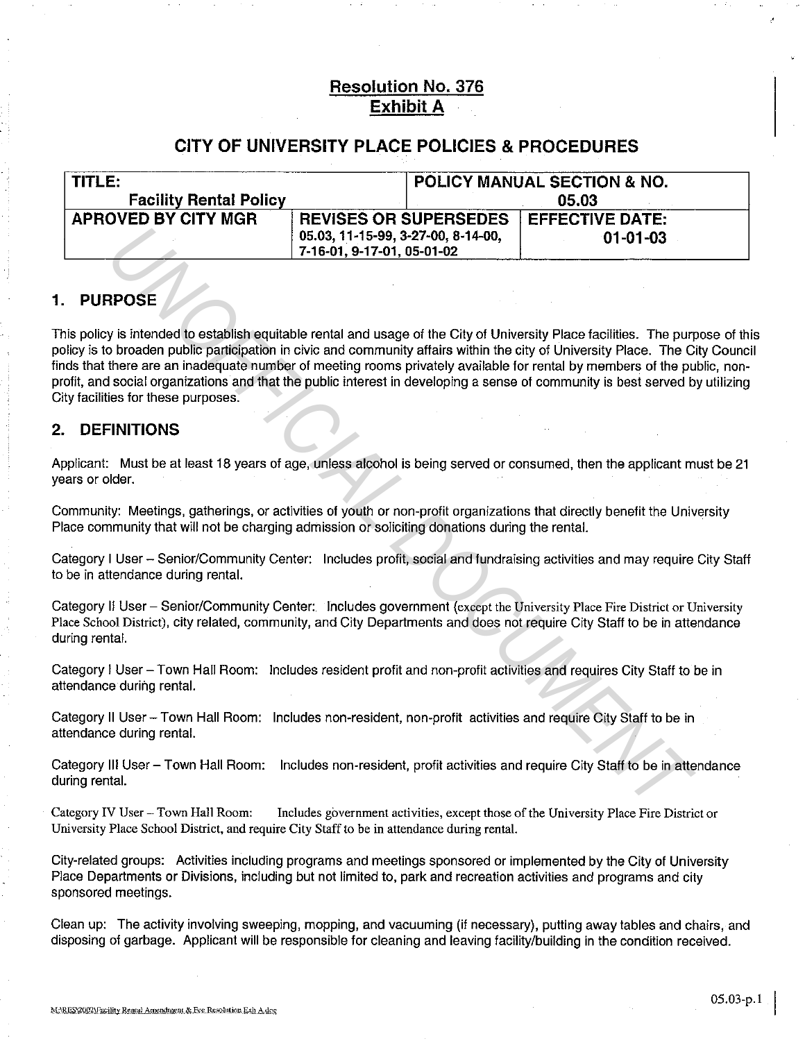## Resolution No. 376
## Exhibit A

## CITY OF UNIVERSITY PLACE POLICIES & PROCEDURES

| TITLE: Facility Rental Policy | | POLICY MANUAL SECTION & NO. 05.03 |
|---|---|---|
| APROVED BY CITY MGR | REVISES OR SUPERSEDES 05.03, 11-15-99, 3-27-00, 8-14-00, 7-16-01, 9-17-01, 05-01-02 | EFFECTIVE DATE: 01-01-03 |

## 1. PURPOSE

This policy is intended to establish equitable rental and usage of the City of University Place facilities. The purpose of this policy is to broaden public participation in civic and community affairs within the city of University Place. The City Council finds that there are an inadequate number of meeting rooms privately available for rental by members of the public, non-profit, and social organizations and that the public interest in developing a sense of community is best served by utilizing City facilities for these purposes.

## 2. DEFINITIONS

Applicant: Must be at least 18 years of age, unless alcohol is being served or consumed, then the applicant must be 21 years or older.

Community: Meetings, gatherings, or activities of youth or non-profit organizations that directly benefit the University Place community that will not be charging admission or soliciting donations during the rental.

Category I User – Senior/Community Center: Includes profit, social and fundraising activities and may require City Staff to be in attendance during rental.

Category II User – Senior/Community Center: Includes government (except the University Place Fire District or University Place School District), city related, community, and City Departments and does not require City Staff to be in attendance during rental.

Category I User – Town Hall Room: Includes resident profit and non-profit activities and requires City Staff to be in attendance during rental.

Category II User – Town Hall Room: Includes non-resident, non-profit activities and require City Staff to be in attendance during rental.

Category III User – Town Hall Room: Includes non-resident, profit activities and require City Staff to be in attendance during rental.

Category IV User – Town Hall Room: Includes government activities, except those of the University Place Fire District or University Place School District, and require City Staff to be in attendance during rental.

City-related groups: Activities including programs and meetings sponsored or implemented by the City of University Place Departments or Divisions, including but not limited to, park and recreation activities and programs and city sponsored meetings.

Clean up: The activity involving sweeping, mopping, and vacuuming (if necessary), putting away tables and chairs, and disposing of garbage. Applicant will be responsible for cleaning and leaving facility/building in the condition received.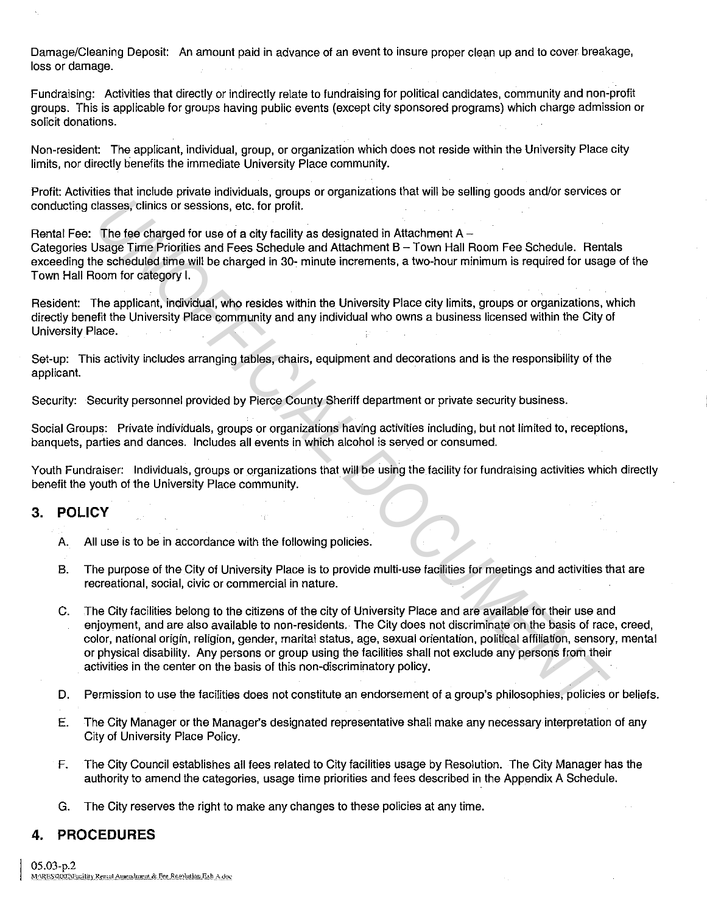Damage/Cleaning Deposit: An amount paid in advance of an event to insure proper clean up and to cover breakage, loss or damage.

Fundraising: Activities that directly or indirectly relate to fundraising for political candidates, community and non-profit groups. This is applicable for groups having public events (except city sponsored programs) which charge admission or solicit donations.

Non-resident: The applicant, individual, group, or organization which does not reside within the University Place city limits, nor directly benefits the immediate University Place community.

Profit: Activities that include private individuals, groups or organizations that will be selling goods and/or services or conducting classes, clinics or sessions, etc. for profit.

Rental Fee: The fee charged for use of a city facility as designated in Attachment A – Categories Usage Time Priorities and Fees Schedule and Attachment B – Town Hall Room Fee Schedule. Rentals exceeding the scheduled time will be charged in 30- minute increments, a two-hour minimum is required for usage of the Town Hall Room for category I.

Resident: The applicant, individual, who resides within the University Place city limits, groups or organizations, which directly benefit the University Place community and any individual who owns a business licensed within the City of University Place.

Set-up: This activity includes arranging tables, chairs, equipment and decorations and is the responsibility of the applicant.

Security: Security personnel provided by Pierce County Sheriff department or private security business.

Social Groups: Private individuals, groups or organizations having activities including, but not limited to, receptions, banquets, parties and dances. Includes all events in which alcohol is served or consumed.

Youth Fundraiser: Individuals, groups or organizations that will be using the facility for fundraising activities which directly benefit the youth of the University Place community.

## 3. POLICY

A. All use is to be in accordance with the following policies.

B. The purpose of the City of University Place is to provide multi-use facilities for meetings and activities that are recreational, social, civic or commercial in nature.

C. The City facilities belong to the citizens of the city of University Place and are available for their use and enjoyment, and are also available to non-residents. The City does not discriminate on the basis of race, creed, color, national origin, religion, gender, marital status, age, sexual orientation, political affiliation, sensory, mental or physical disability. Any persons or group using the facilities shall not exclude any persons from their activities in the center on the basis of this non-discriminatory policy.

D. Permission to use the facilities does not constitute an endorsement of a group's philosophies, policies or beliefs.

E. The City Manager or the Manager's designated representative shall make any necessary interpretation of any City of University Place Policy.

F. The City Council establishes all fees related to City facilities usage by Resolution. The City Manager has the authority to amend the categories, usage time priorities and fees described in the Appendix A Schedule.

G. The City reserves the right to make any changes to these policies at any time.

## 4. PROCEDURES

05.03-p.2
M:\RES\2007\Facility Rental Amendment & Fee Resolution Exh A.doc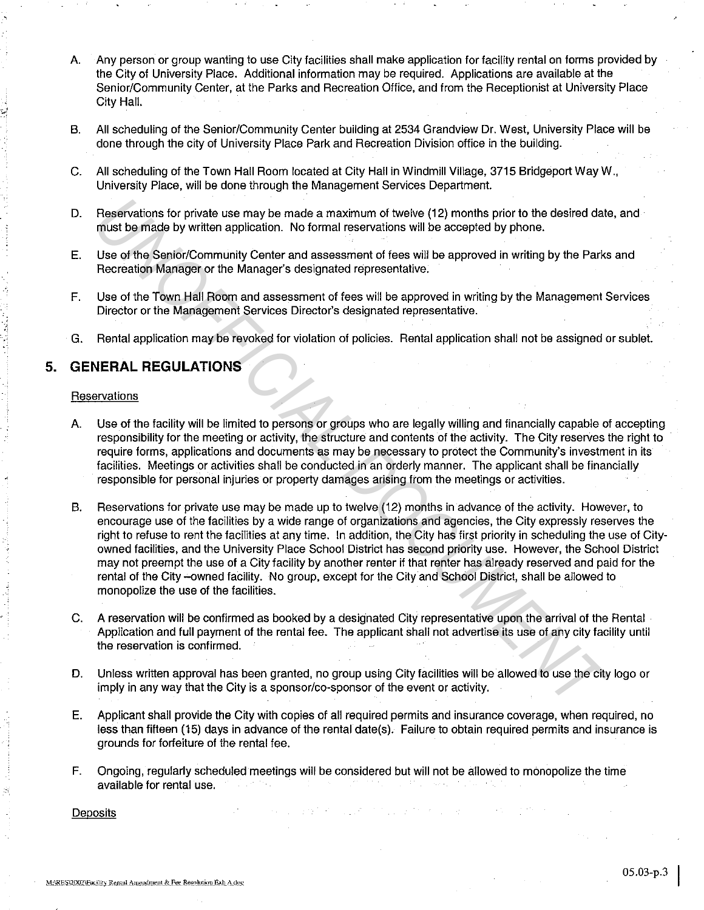A. Any person or group wanting to use City facilities shall make application for facility rental on forms provided by the City of University Place. Additional information may be required. Applications are available at the Senior/Community Center, at the Parks and Recreation Office, and from the Receptionist at University Place City Hall.

B. All scheduling of the Senior/Community Center building at 2534 Grandview Dr. West, University Place will be done through the city of University Place Park and Recreation Division office in the building.

C. All scheduling of the Town Hall Room located at City Hall in Windmill Village, 3715 Bridgeport Way W., University Place, will be done through the Management Services Department.

D. Reservations for private use may be made a maximum of twelve (12) months prior to the desired date, and must be made by written application. No formal reservations will be accepted by phone.

E. Use of the Senior/Community Center and assessment of fees will be approved in writing by the Parks and Recreation Manager or the Manager's designated representative.

F. Use of the Town Hall Room and assessment of fees will be approved in writing by the Management Services Director or the Management Services Director's designated representative.

G. Rental application may be revoked for violation of policies. Rental application shall not be assigned or sublet.

## 5. GENERAL REGULATIONS

Reservations

A. Use of the facility will be limited to persons or groups who are legally willing and financially capable of accepting responsibility for the meeting or activity, the structure and contents of the activity. The City reserves the right to require forms, applications and documents as may be necessary to protect the Community's investment in its facilities. Meetings or activities shall be conducted in an orderly manner. The applicant shall be financially responsible for personal injuries or property damages arising from the meetings or activities.

B. Reservations for private use may be made up to twelve (12) months in advance of the activity. However, to encourage use of the facilities by a wide range of organizations and agencies, the City expressly reserves the right to refuse to rent the facilities at any time. In addition, the City has first priority in scheduling the use of City-owned facilities, and the University Place School District has second priority use. However, the School District may not preempt the use of a City facility by another renter if that renter has already reserved and paid for the rental of the City –owned facility. No group, except for the City and School District, shall be allowed to monopolize the use of the facilities.

C. A reservation will be confirmed as booked by a designated City representative upon the arrival of the Rental Application and full payment of the rental fee. The applicant shall not advertise its use of any city facility until the reservation is confirmed.

D. Unless written approval has been granted, no group using City facilities will be allowed to use the city logo or imply in any way that the City is a sponsor/co-sponsor of the event or activity.

E. Applicant shall provide the City with copies of all required permits and insurance coverage, when required, no less than fifteen (15) days in advance of the rental date(s). Failure to obtain required permits and insurance is grounds for forfeiture of the rental fee.

F. Ongoing, regularly scheduled meetings will be considered but will not be allowed to monopolize the time available for rental use.

Deposits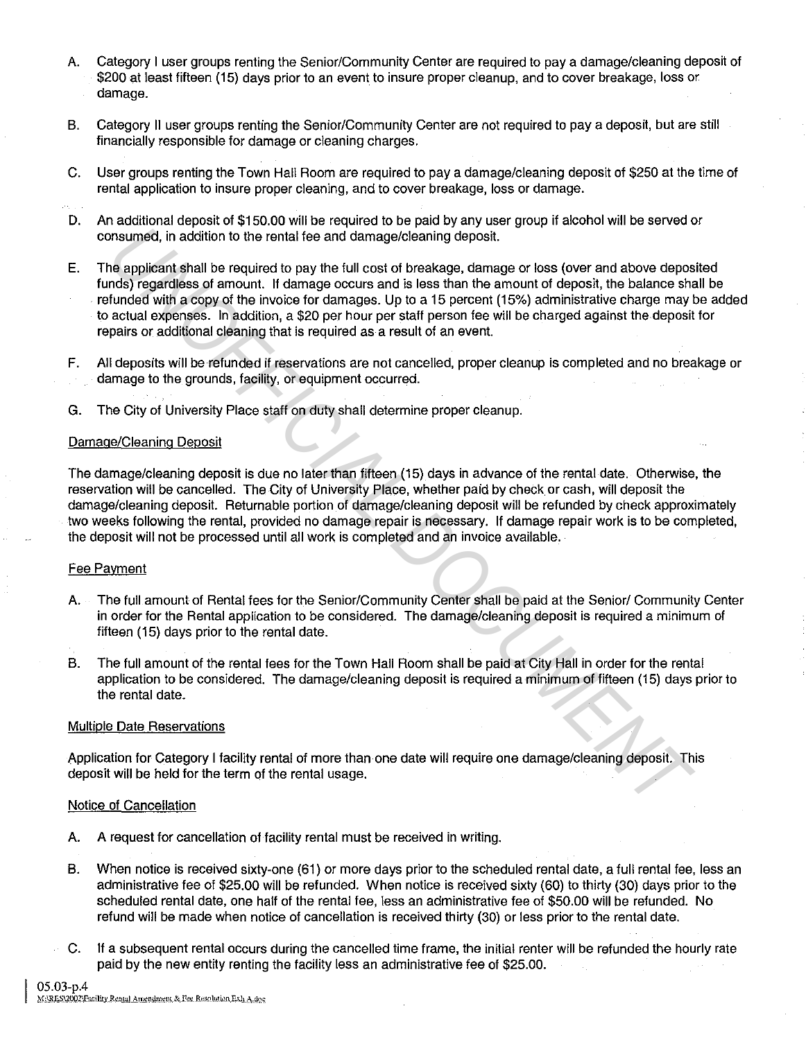A. Category I user groups renting the Senior/Community Center are required to pay a damage/cleaning deposit of $200 at least fifteen (15) days prior to an event to insure proper cleanup, and to cover breakage, loss or damage.

B. Category II user groups renting the Senior/Community Center are not required to pay a deposit, but are still financially responsible for damage or cleaning charges.

C. User groups renting the Town Hall Room are required to pay a damage/cleaning deposit of $250 at the time of rental application to insure proper cleaning, and to cover breakage, loss or damage.

D. An additional deposit of $150.00 will be required to be paid by any user group if alcohol will be served or consumed, in addition to the rental fee and damage/cleaning deposit.

E. The applicant shall be required to pay the full cost of breakage, damage or loss (over and above deposited funds) regardless of amount. If damage occurs and is less than the amount of deposit, the balance shall be refunded with a copy of the invoice for damages. Up to a 15 percent (15%) administrative charge may be added to actual expenses. In addition, a $20 per hour per staff person fee will be charged against the deposit for repairs or additional cleaning that is required as a result of an event.

F. All deposits will be refunded if reservations are not cancelled, proper cleanup is completed and no breakage or damage to the grounds, facility, or equipment occurred.

G. The City of University Place staff on duty shall determine proper cleanup.

Damage/Cleaning Deposit

The damage/cleaning deposit is due no later than fifteen (15) days in advance of the rental date. Otherwise, the reservation will be cancelled. The City of University Place, whether paid by check or cash, will deposit the damage/cleaning deposit. Returnable portion of damage/cleaning deposit will be refunded by check approximately two weeks following the rental, provided no damage repair is necessary. If damage repair work is to be completed, the deposit will not be processed until all work is completed and an invoice available.

Fee Payment

A. The full amount of Rental fees for the Senior/Community Center shall be paid at the Senior/ Community Center in order for the Rental application to be considered. The damage/cleaning deposit is required a minimum of fifteen (15) days prior to the rental date.

B. The full amount of the rental fees for the Town Hall Room shall be paid at City Hall in order for the rental application to be considered. The damage/cleaning deposit is required a minimum of fifteen (15) days prior to the rental date.

Multiple Date Reservations

Application for Category I facility rental of more than one date will require one damage/cleaning deposit. This deposit will be held for the term of the rental usage.

Notice of Cancellation

A. A request for cancellation of facility rental must be received in writing.

B. When notice is received sixty-one (61) or more days prior to the scheduled rental date, a full rental fee, less an administrative fee of $25.00 will be refunded. When notice is received sixty (60) to thirty (30) days prior to the scheduled rental date, one half of the rental fee, less an administrative fee of $50.00 will be refunded. No refund will be made when notice of cancellation is received thirty (30) or less prior to the rental date.

C. If a subsequent rental occurs during the cancelled time frame, the initial renter will be refunded the hourly rate paid by the new entity renting the facility less an administrative fee of $25.00.

05.03-p.4
M:\RES\2002\Facility Rental Amendment & Fee Resolution Exh A.doc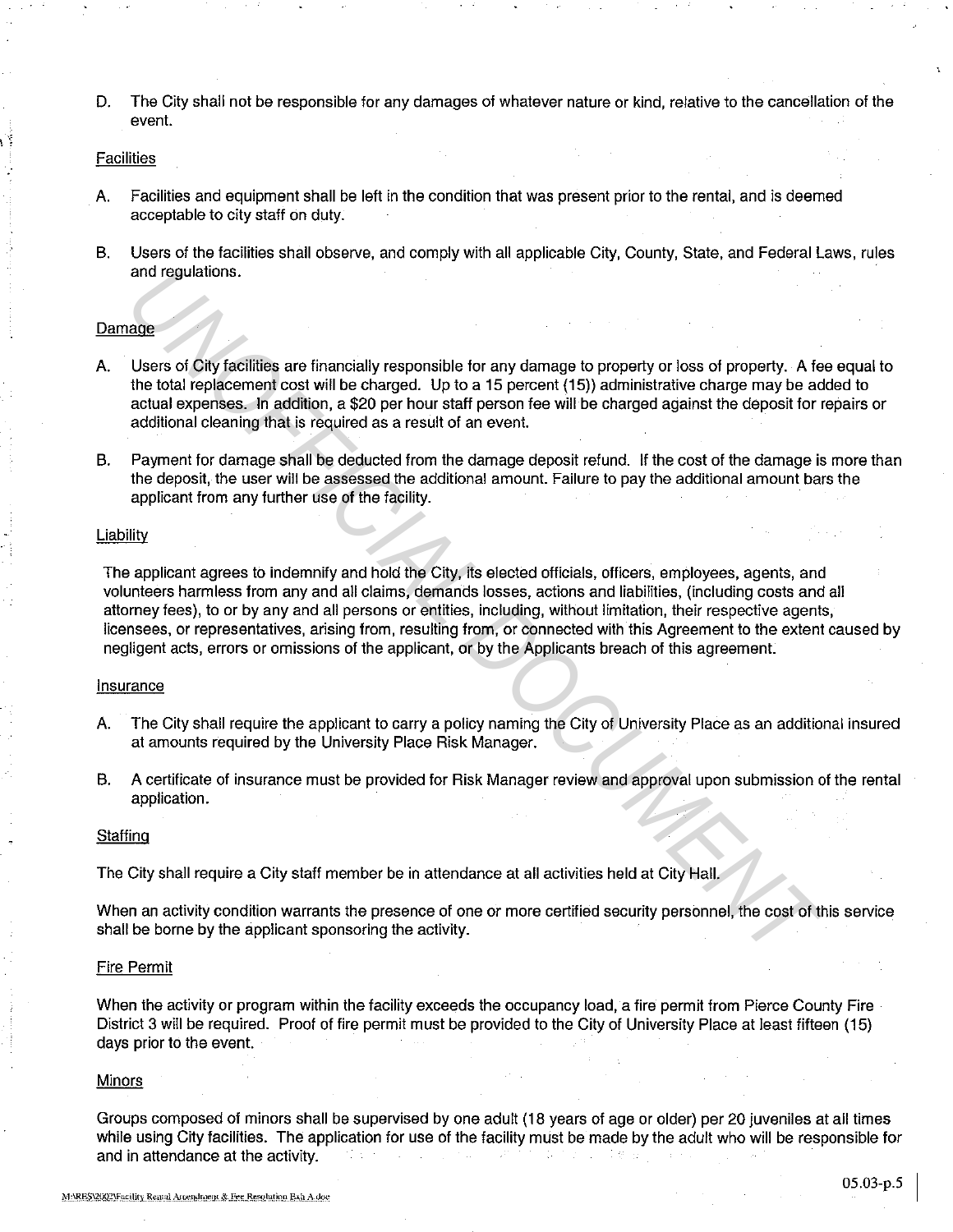D. The City shall not be responsible for any damages of whatever nature or kind, relative to the cancellation of the event.

Facilities

A. Facilities and equipment shall be left in the condition that was present prior to the rental, and is deemed acceptable to city staff on duty.

B. Users of the facilities shall observe, and comply with all applicable City, County, State, and Federal Laws, rules and regulations.

Damage

A. Users of City facilities are financially responsible for any damage to property or loss of property. A fee equal to the total replacement cost will be charged. Up to a 15 percent (15)) administrative charge may be added to actual expenses. In addition, a $20 per hour staff person fee will be charged against the deposit for repairs or additional cleaning that is required as a result of an event.

B. Payment for damage shall be deducted from the damage deposit refund. If the cost of the damage is more than the deposit, the user will be assessed the additional amount. Failure to pay the additional amount bars the applicant from any further use of the facility.

Liability

The applicant agrees to indemnify and hold the City, its elected officials, officers, employees, agents, and volunteers harmless from any and all claims, demands losses, actions and liabilities, (including costs and all attorney fees), to or by any and all persons or entities, including, without limitation, their respective agents, licensees, or representatives, arising from, resulting from, or connected with this Agreement to the extent caused by negligent acts, errors or omissions of the applicant, or by the Applicants breach of this agreement.

Insurance

A. The City shall require the applicant to carry a policy naming the City of University Place as an additional insured at amounts required by the University Place Risk Manager.

B. A certificate of insurance must be provided for Risk Manager review and approval upon submission of the rental application.

Staffing

The City shall require a City staff member be in attendance at all activities held at City Hall.

When an activity condition warrants the presence of one or more certified security personnel, the cost of this service shall be borne by the applicant sponsoring the activity.

Fire Permit

When the activity or program within the facility exceeds the occupancy load, a fire permit from Pierce County Fire District 3 will be required. Proof of fire permit must be provided to the City of University Place at least fifteen (15) days prior to the event.

Minors

Groups composed of minors shall be supervised by one adult (18 years of age or older) per 20 juveniles at all times while using City facilities. The application for use of the facility must be made by the adult who will be responsible for and in attendance at the activity.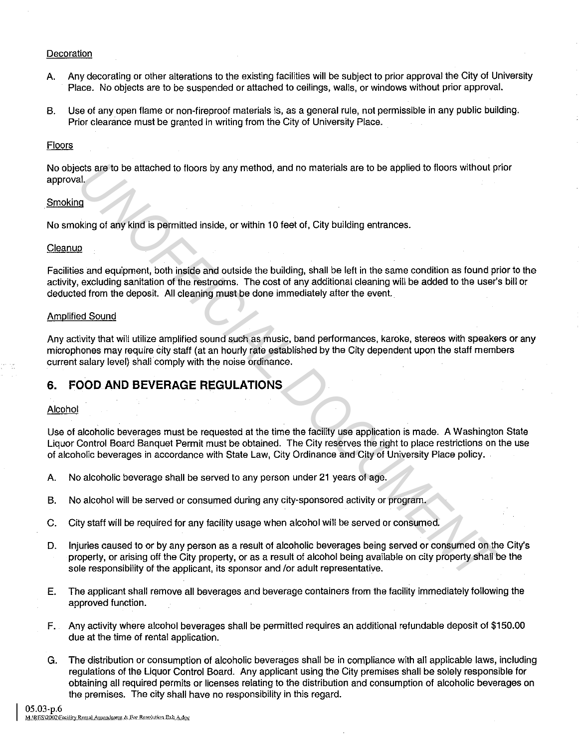Decoration

A. Any decorating or other alterations to the existing facilities will be subject to prior approval the City of University Place. No objects are to be suspended or attached to ceilings, walls, or windows without prior approval.

B. Use of any open flame or non-fireproof materials is, as a general rule, not permissible in any public building. Prior clearance must be granted in writing from the City of University Place.

Floors

No objects are to be attached to floors by any method, and no materials are to be applied to floors without prior approval.

Smoking

No smoking of any kind is permitted inside, or within 10 feet of, City building entrances.

Cleanup

Facilities and equipment, both inside and outside the building, shall be left in the same condition as found prior to the activity, excluding sanitation of the restrooms. The cost of any additional cleaning will be added to the user's bill or deducted from the deposit. All cleaning must be done immediately after the event.

Amplified Sound

Any activity that will utilize amplified sound such as music, band performances, karoke, stereos with speakers or any microphones may require city staff (at an hourly rate established by the City dependent upon the staff members current salary level) shall comply with the noise ordinance.

## 6. FOOD AND BEVERAGE REGULATIONS

Alcohol

Use of alcoholic beverages must be requested at the time the facility use application is made. A Washington State Liquor Control Board Banquet Permit must be obtained. The City reserves the right to place restrictions on the use of alcoholic beverages in accordance with State Law, City Ordinance and City of University Place policy.

A. No alcoholic beverage shall be served to any person under 21 years of age.

B. No alcohol will be served or consumed during any city-sponsored activity or program.

C. City staff will be required for any facility usage when alcohol will be served or consumed.

D. Injuries caused to or by any person as a result of alcoholic beverages being served or consumed on the City's property, or arising off the City property, or as a result of alcohol being available on city property shall be the sole responsibility of the applicant, its sponsor and /or adult representative.

E. The applicant shall remove all beverages and beverage containers from the facility immediately following the approved function.

F. Any activity where alcohol beverages shall be permitted requires an additional refundable deposit of $150.00 due at the time of rental application.

G. The distribution or consumption of alcoholic beverages shall be in compliance with all applicable laws, including regulations of the Liquor Control Board. Any applicant using the City premises shall be solely responsible for obtaining all required permits or licenses relating to the distribution and consumption of alcoholic beverages on the premises. The city shall have no responsibility in this regard.

05.03-p.6
M:\RES\2002\Facility Rental Amendment & Fee Resolution Exh A.doc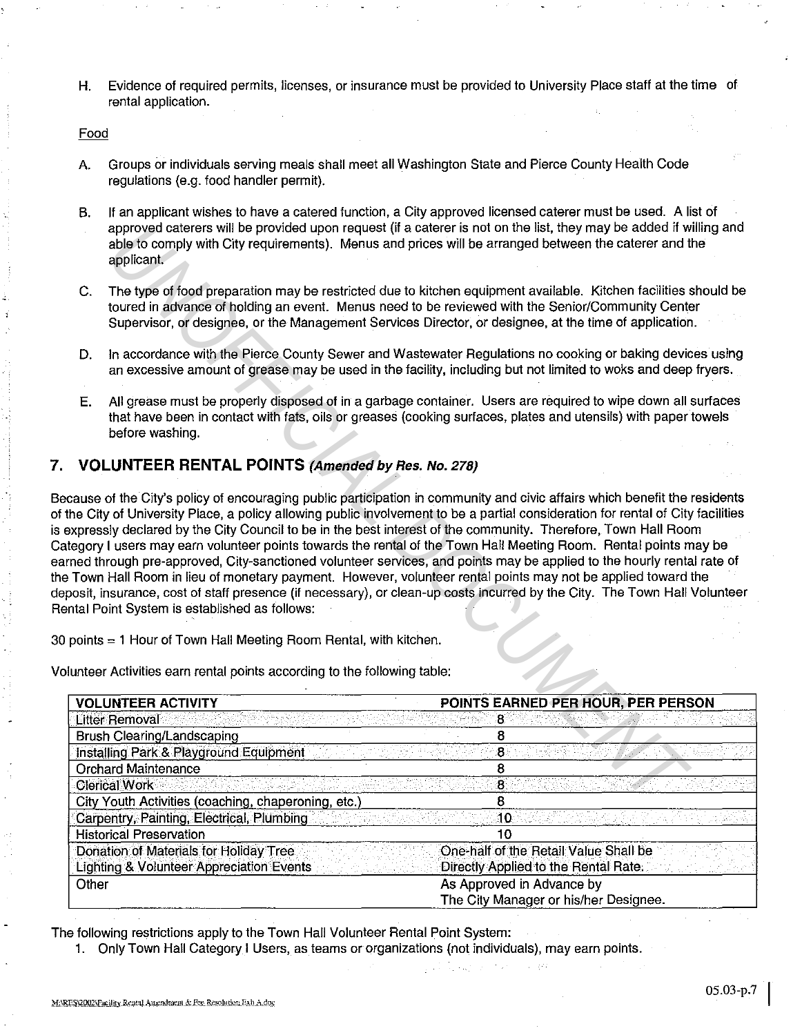H. Evidence of required permits, licenses, or insurance must be provided to University Place staff at the time of rental application.

Food

A. Groups or individuals serving meals shall meet all Washington State and Pierce County Health Code regulations (e.g. food handler permit).

B. If an applicant wishes to have a catered function, a City approved licensed caterer must be used. A list of approved caterers will be provided upon request (if a caterer is not on the list, they may be added if willing and able to comply with City requirements). Menus and prices will be arranged between the caterer and the applicant.

C. The type of food preparation may be restricted due to kitchen equipment available. Kitchen facilities should be toured in advance of holding an event. Menus need to be reviewed with the Senior/Community Center Supervisor, or designee, or the Management Services Director, or designee, at the time of application.

D. In accordance with the Pierce County Sewer and Wastewater Regulations no cooking or baking devices using an excessive amount of grease may be used in the facility, including but not limited to woks and deep fryers.

E. All grease must be properly disposed of in a garbage container. Users are required to wipe down all surfaces that have been in contact with fats, oils or greases (cooking surfaces, plates and utensils) with paper towels before washing.

## 7. VOLUNTEER RENTAL POINTS *(Amended by Res. No. 278)*

Because of the City's policy of encouraging public participation in community and civic affairs which benefit the residents of the City of University Place, a policy allowing public involvement to be a partial consideration for rental of City facilities is expressly declared by the City Council to be in the best interest of the community. Therefore, Town Hall Room Category I users may earn volunteer points towards the rental of the Town Hall Meeting Room. Rental points may be earned through pre-approved, City-sanctioned volunteer services, and points may be applied to the hourly rental rate of the Town Hall Room in lieu of monetary payment. However, volunteer rental points may not be applied toward the deposit, insurance, cost of staff presence (if necessary), or clean-up costs incurred by the City. The Town Hall Volunteer Rental Point System is established as follows:

30 points = 1 Hour of Town Hall Meeting Room Rental, with kitchen.

Volunteer Activities earn rental points according to the following table:

| VOLUNTEER ACTIVITY | POINTS EARNED PER HOUR, PER PERSON |
|---|---|
| Litter Removal | 8 |
| Brush Clearing/Landscaping | 8 |
| Installing Park & Playground Equipment | 8 |
| Orchard Maintenance | 8 |
| Clerical Work | 8 |
| City Youth Activities (coaching, chaperoning, etc.) | 8 |
| Carpentry, Painting, Electrical, Plumbing | 10 |
| Historical Preservation | 10 |
| Donation of Materials for Holiday Tree Lighting & Volunteer Appreciation Events | One-half of the Retail Value Shall be Directly Applied to the Rental Rate. |
| Other | As Approved in Advance by The City Manager or his/her Designee. |

The following restrictions apply to the Town Hall Volunteer Rental Point System:

1. Only Town Hall Category I Users, as teams or organizations (not individuals), may earn points.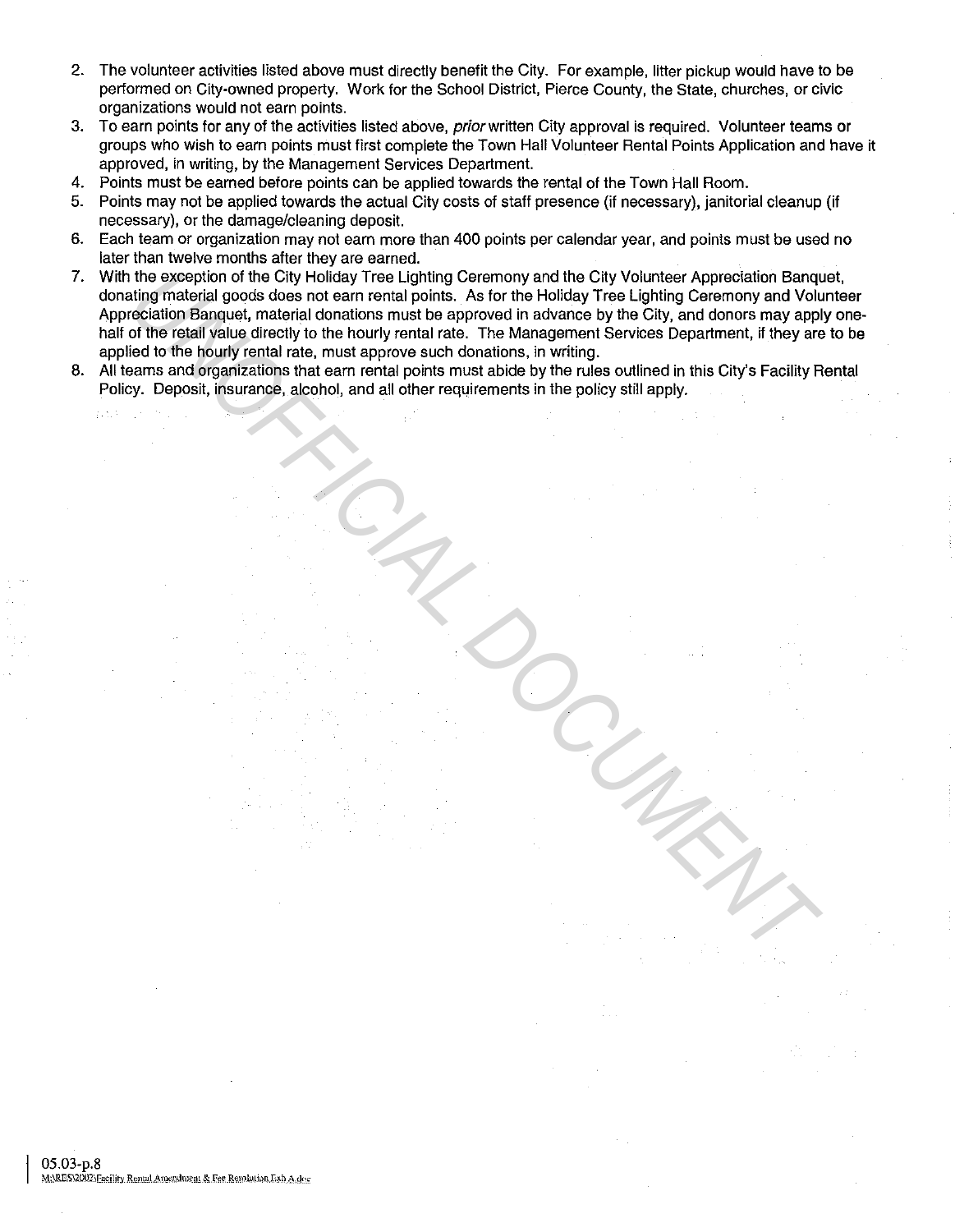2. The volunteer activities listed above must directly benefit the City. For example, litter pickup would have to be performed on City-owned property. Work for the School District, Pierce County, the State, churches, or civic organizations would not earn points.
3. To earn points for any of the activities listed above, *prior* written City approval is required. Volunteer teams or groups who wish to earn points must first complete the Town Hall Volunteer Rental Points Application and have it approved, in writing, by the Management Services Department.
4. Points must be earned before points can be applied towards the rental of the Town Hall Room.
5. Points may not be applied towards the actual City costs of staff presence (if necessary), janitorial cleanup (if necessary), or the damage/cleaning deposit.
6. Each team or organization may not earn more than 400 points per calendar year, and points must be used no later than twelve months after they are earned.
7. With the exception of the City Holiday Tree Lighting Ceremony and the City Volunteer Appreciation Banquet, donating material goods does not earn rental points. As for the Holiday Tree Lighting Ceremony and Volunteer Appreciation Banquet, material donations must be approved in advance by the City, and donors may apply one-half of the retail value directly to the hourly rental rate. The Management Services Department, if they are to be applied to the hourly rental rate, must approve such donations, in writing.
8. All teams and organizations that earn rental points must abide by the rules outlined in this City's Facility Rental Policy. Deposit, insurance, alcohol, and all other requirements in the policy still apply.

UNOFFICIAL DOCUMENT

05.03-p.8
M:\RES\2002\Facility Rental Amendment & Fee Resolution Exh A.doc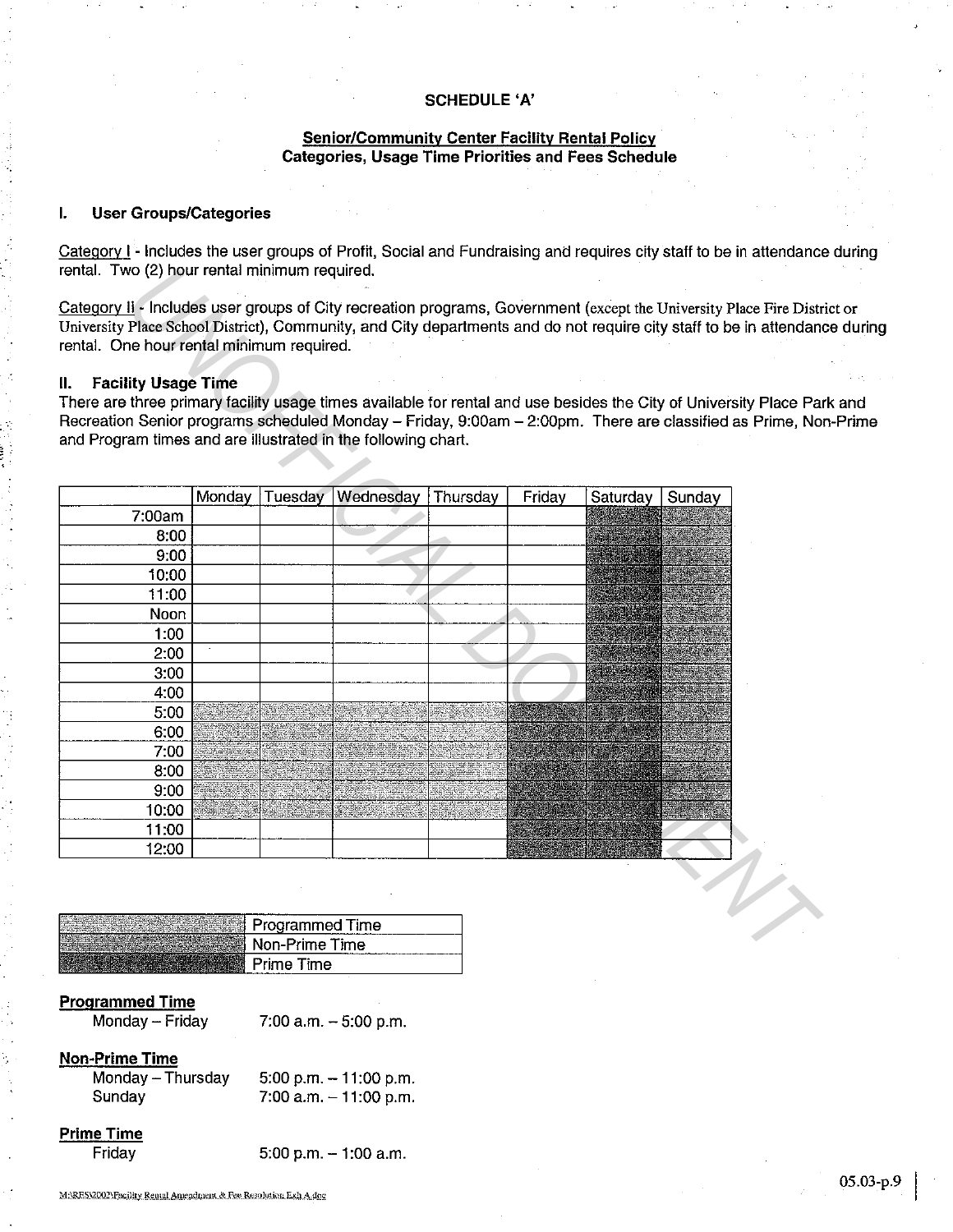**SCHEDULE 'A'**

**Senior/Community Center Facility Rental Policy**
**Categories, Usage Time Priorities and Fees Schedule**

## I. User Groups/Categories

Category I - Includes the user groups of Profit, Social and Fundraising and requires city staff to be in attendance during rental. Two (2) hour rental minimum required.

Category II - Includes user groups of City recreation programs, Government (except the University Place Fire District or University Place School District), Community, and City departments and do not require city staff to be in attendance during rental. One hour rental minimum required.

## II. Facility Usage Time

There are three primary facility usage times available for rental and use besides the City of University Place Park and Recreation Senior programs scheduled Monday – Friday, 9:00am – 2:00pm. There are classified as Prime, Non-Prime and Program times and are illustrated in the following chart.

| | Monday | Tuesday | Wednesday | Thursday | Friday | Saturday | Sunday |
|---|---|---|---|---|---|---|---|
| 7:00am | | | | | | | |
| 8:00 | | | | | | | |
| 9:00 | | | | | | | |
| 10:00 | | | | | | | |
| 11:00 | | | | | | | |
| Noon | | | | | | | |
| 1:00 | | | | | | | |
| 2:00 | | | | | | | |
| 3:00 | | | | | | | |
| 4:00 | | | | | | | |
| 5:00 | | | | | | | |
| 6:00 | | | | | | | |
| 7:00 | | | | | | | |
| 8:00 | | | | | | | |
| 9:00 | | | | | | | |
| 10:00 | | | | | | | |
| 11:00 | | | | | | | |
| 12:00 | | | | | | | |

| | |
|---|---|
| | Programmed Time |
| | Non-Prime Time |
| | Prime Time |

**Programmed Time**
Monday – Friday 7:00 a.m. – 5:00 p.m.

**Non-Prime Time**
Monday – Thursday 5:00 p.m. – 11:00 p.m.
Sunday 7:00 a.m. – 11:00 p.m.

**Prime Time**
Friday 5:00 p.m. – 1:00 a.m.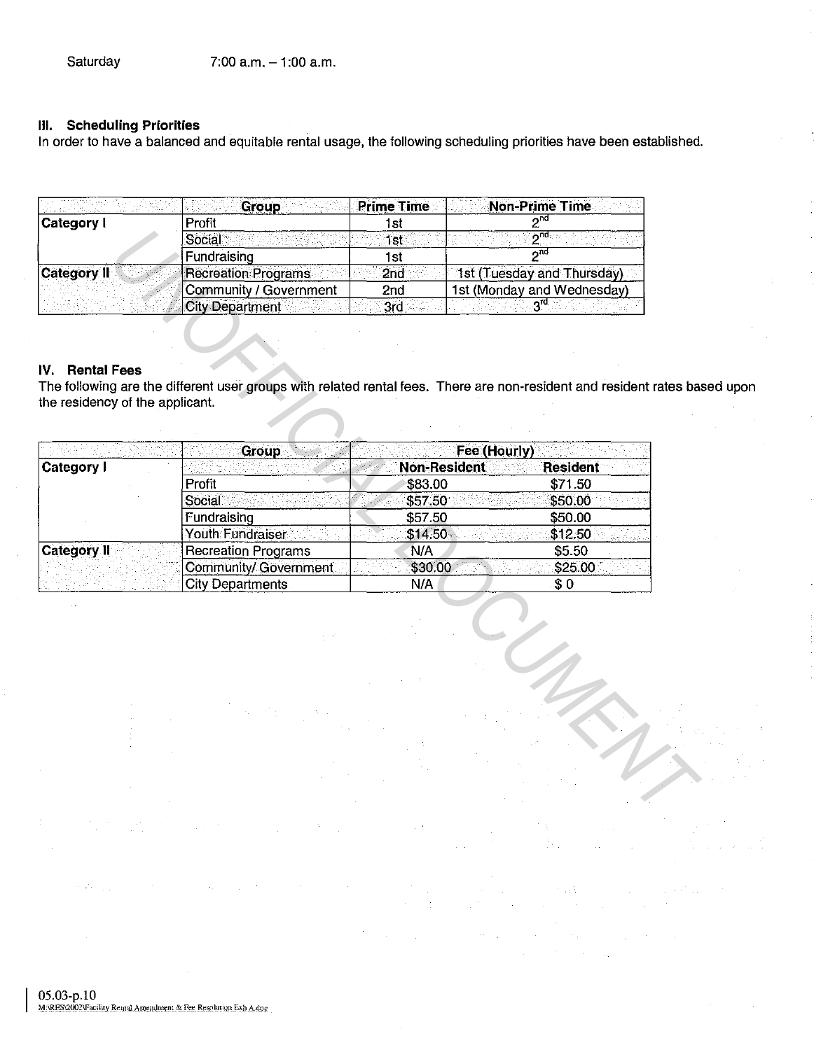Saturday 7:00 a.m. – 1:00 a.m.

### III. Scheduling Priorities

In order to have a balanced and equitable rental usage, the following scheduling priorities have been established.

| | Group | Prime Time | Non-Prime Time |
|---|---|---|---|
| **Category I** | Profit | 1st | 2nd |
| | Social | 1st | 2nd |
| | Fundraising | 1st | 2nd |
| **Category II** | Recreation Programs | 2nd | 1st (Tuesday and Thursday) |
| | Community / Government | 2nd | 1st (Monday and Wednesday) |
| | City Department | 3rd | 3rd |

### IV. Rental Fees

The following are the different user groups with related rental fees. There are non-resident and resident rates based upon the residency of the applicant.

| | Group | Fee (Hourly) | |
|---|---|---|---|
| **Category I** | | **Non-Resident** | **Resident** |
| | Profit | $83.00 | $71.50 |
| | Social | $57.50 | $50.00 |
| | Fundraising | $57.50 | $50.00 |
| | Youth Fundraiser | $14.50 | $12.50 |
| **Category II** | Recreation Programs | N/A | $5.50 |
| | Community/ Government | $30.00 | $25.00 |
| | City Departments | N/A | $ 0 |

05.03-p.10
M:\RES\2002\Facility Rental Amendment & Fee Resolution Exh A.doc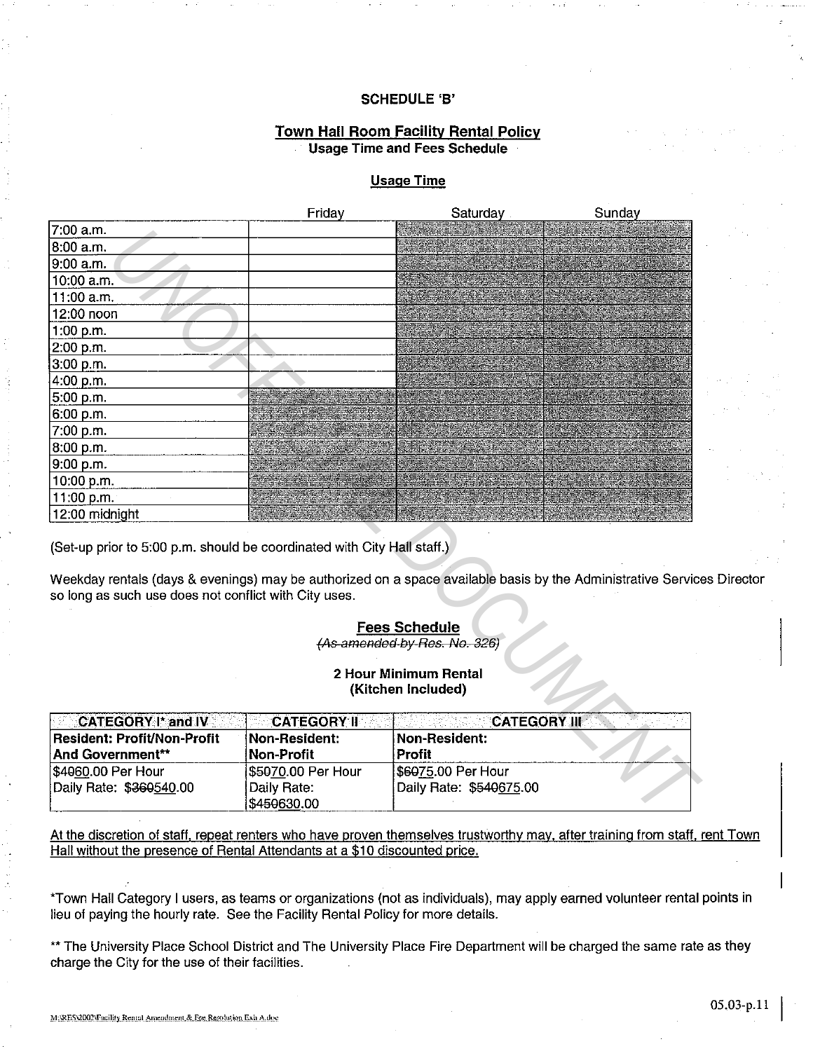**SCHEDULE 'B'**

**Town Hall Room Facility Rental Policy**
**Usage Time and Fees Schedule**

**Usage Time**

| | Friday | Saturday | Sunday |
|---|---|---|---|
| 7:00 a.m. | | | |
| 8:00 a.m. | | | |
| 9:00 a.m. | | | |
| 10:00 a.m. | | | |
| 11:00 a.m. | | | |
| 12:00 noon | | | |
| 1:00 p.m. | | | |
| 2:00 p.m. | | | |
| 3:00 p.m. | | | |
| 4:00 p.m. | | | |
| 5:00 p.m. | | | |
| 6:00 p.m. | | | |
| 7:00 p.m. | | | |
| 8:00 p.m. | | | |
| 9:00 p.m. | | | |
| 10:00 p.m. | | | |
| 11:00 p.m. | | | |
| 12:00 midnight | | | |

(Set-up prior to 5:00 p.m. should be coordinated with City Hall staff.)

Weekday rentals (days & evenings) may be authorized on a space available basis by the Administrative Services Director so long as such use does not conflict with City uses.

**Fees Schedule**
~~(As amended by Res. No. 326)~~

**2 Hour Minimum Rental**
**(Kitchen Included)**

| CATEGORY I* and IV | CATEGORY II | CATEGORY III |
|---|---|---|
| **Resident: Profit/Non-Profit And Government**** | **Non-Resident: Non-Profit** | **Non-Resident: Profit** |
| $~~40~~60.00 Per Hour<br>Daily Rate: $~~360~~540.00 | $~~50~~70.00 Per Hour<br>Daily Rate: $~~450~~630.00 | $~~60~~75.00 Per Hour<br>Daily Rate: $~~540~~675.00 |

At the discretion of staff, repeat renters who have proven themselves trustworthy may, after training from staff, rent Town Hall without the presence of Rental Attendants at a $10 discounted price.

*Town Hall Category I users, as teams or organizations (not as individuals), may apply earned volunteer rental points in lieu of paying the hourly rate. See the Facility Rental Policy for more details.

** The University Place School District and The University Place Fire Department will be charged the same rate as they charge the City for the use of their facilities.

M:\RES\2002\Facility Rental Amendment & Fee Resolution Exh A.doc